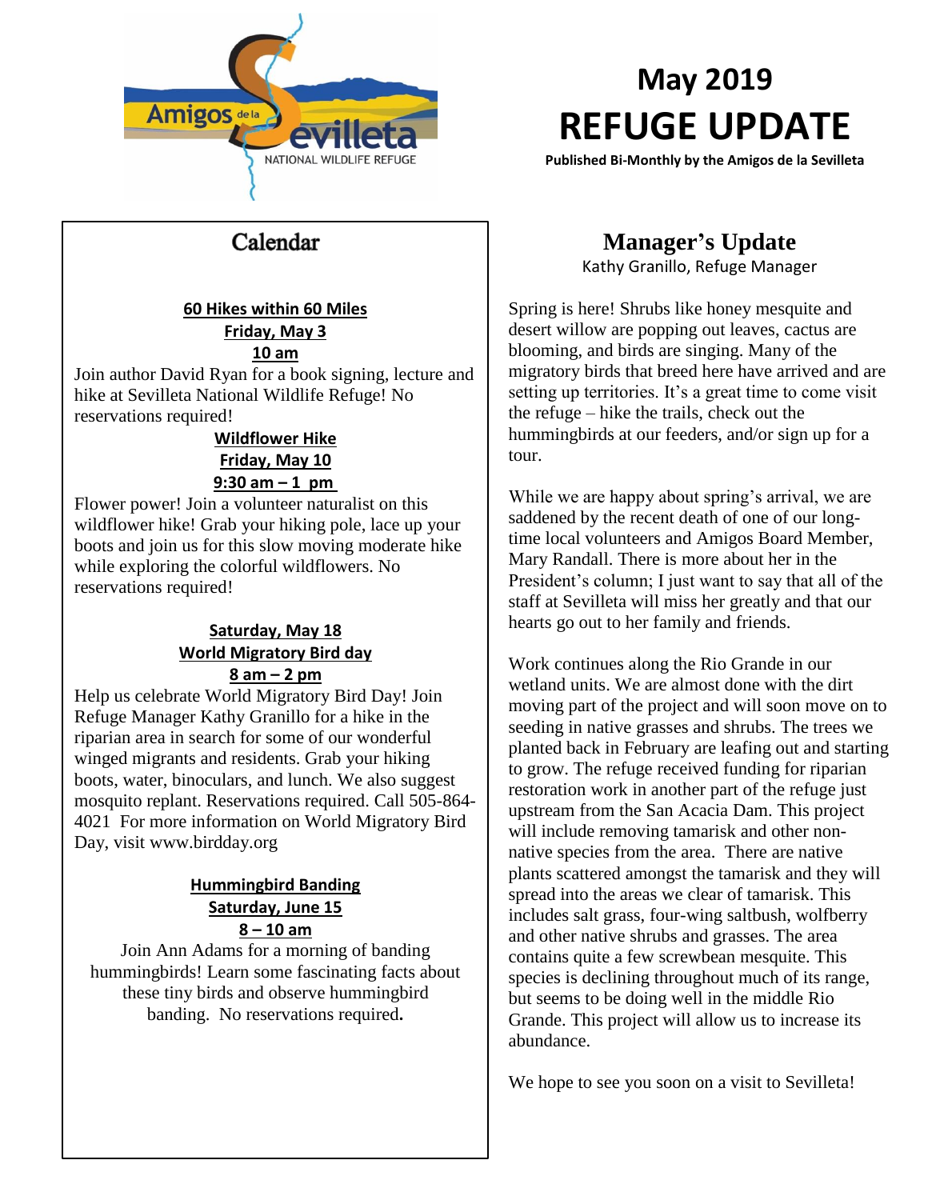# May 2019
# REFUGE UPDATE

**Published Bi-Monthly by the Amigos de la Sevilleta**

## Calendar

**60 Hikes within 60 Miles**
**Friday, May 3**
**10 am**

Join author David Ryan for a book signing, lecture and hike at Sevilleta National Wildlife Refuge! No reservations required!

**Wildflower Hike**
**Friday, May 10**
**9:30 am – 1 pm**

Flower power! Join a volunteer naturalist on this wildflower hike! Grab your hiking pole, lace up your boots and join us for this slow moving moderate hike while exploring the colorful wildflowers. No reservations required!

**Saturday, May 18**
**World Migratory Bird day**
**8 am – 2 pm**

Help us celebrate World Migratory Bird Day! Join Refuge Manager Kathy Granillo for a hike in the riparian area in search for some of our wonderful winged migrants and residents. Grab your hiking boots, water, binoculars, and lunch. We also suggest mosquito replant. Reservations required. Call 505-864-4021 For more information on World Migratory Bird Day, visit www.birdday.org

**Hummingbird Banding**
**Saturday, June 15**
**8 – 10 am**

Join Ann Adams for a morning of banding hummingbirds! Learn some fascinating facts about these tiny birds and observe hummingbird banding. No reservations required.

## Manager's Update

Kathy Granillo, Refuge Manager

Spring is here! Shrubs like honey mesquite and desert willow are popping out leaves, cactus are blooming, and birds are singing. Many of the migratory birds that breed here have arrived and are setting up territories. It's a great time to come visit the refuge – hike the trails, check out the hummingbirds at our feeders, and/or sign up for a tour.

While we are happy about spring's arrival, we are saddened by the recent death of one of our long-time local volunteers and Amigos Board Member, Mary Randall. There is more about her in the President's column; I just want to say that all of the staff at Sevilleta will miss her greatly and that our hearts go out to her family and friends.

Work continues along the Rio Grande in our wetland units. We are almost done with the dirt moving part of the project and will soon move on to seeding in native grasses and shrubs. The trees we planted back in February are leafing out and starting to grow. The refuge received funding for riparian restoration work in another part of the refuge just upstream from the San Acacia Dam. This project will include removing tamarisk and other non-native species from the area. There are native plants scattered amongst the tamarisk and they will spread into the areas we clear of tamarisk. This includes salt grass, four-wing saltbush, wolfberry and other native shrubs and grasses. The area contains quite a few screwbean mesquite. This species is declining throughout much of its range, but seems to be doing well in the middle Rio Grande. This project will allow us to increase its abundance.

We hope to see you soon on a visit to Sevilleta!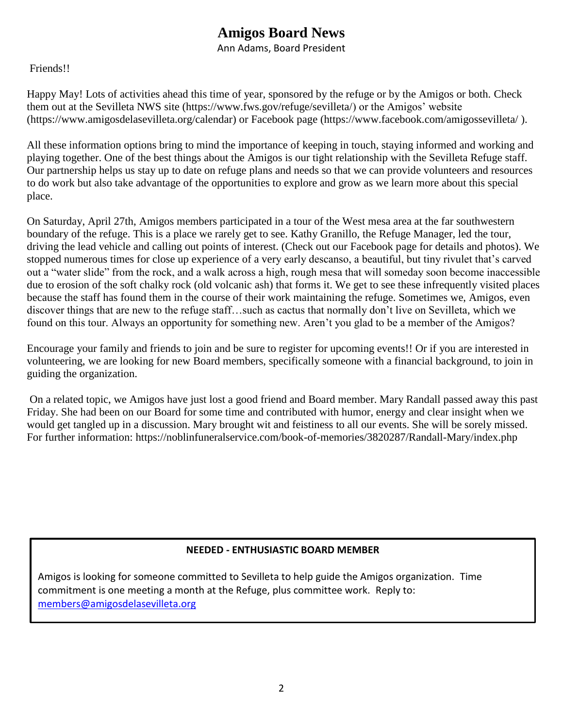# Amigos Board News

Ann Adams, Board President

Friends!!

Happy May! Lots of activities ahead this time of year, sponsored by the refuge or by the Amigos or both. Check them out at the Sevilleta NWS site (https://www.fws.gov/refuge/sevilleta/) or the Amigos' website (https://www.amigosdelasevilleta.org/calendar) or Facebook page (https://www.facebook.com/amigossevilleta/ ).

All these information options bring to mind the importance of keeping in touch, staying informed and working and playing together. One of the best things about the Amigos is our tight relationship with the Sevilleta Refuge staff. Our partnership helps us stay up to date on refuge plans and needs so that we can provide volunteers and resources to do work but also take advantage of the opportunities to explore and grow as we learn more about this special place.

On Saturday, April 27th, Amigos members participated in a tour of the West mesa area at the far southwestern boundary of the refuge. This is a place we rarely get to see. Kathy Granillo, the Refuge Manager, led the tour, driving the lead vehicle and calling out points of interest. (Check out our Facebook page for details and photos). We stopped numerous times for close up experience of a very early descanso, a beautiful, but tiny rivulet that's carved out a "water slide" from the rock, and a walk across a high, rough mesa that will someday soon become inaccessible due to erosion of the soft chalky rock (old volcanic ash) that forms it. We get to see these infrequently visited places because the staff has found them in the course of their work maintaining the refuge. Sometimes we, Amigos, even discover things that are new to the refuge staff…such as cactus that normally don't live on Sevilleta, which we found on this tour. Always an opportunity for something new. Aren't you glad to be a member of the Amigos?

Encourage your family and friends to join and be sure to register for upcoming events!! Or if you are interested in volunteering, we are looking for new Board members, specifically someone with a financial background, to join in guiding the organization.

On a related topic, we Amigos have just lost a good friend and Board member. Mary Randall passed away this past Friday. She had been on our Board for some time and contributed with humor, energy and clear insight when we would get tangled up in a discussion. Mary brought wit and feistiness to all our events. She will be sorely missed. For further information: https://noblinfuneralservice.com/book-of-memories/3820287/Randall-Mary/index.php

**NEEDED - ENTHUSIASTIC BOARD MEMBER**

Amigos is looking for someone committed to Sevilleta to help guide the Amigos organization. Time commitment is one meeting a month at the Refuge, plus committee work. Reply to: members@amigosdelasevilleta.org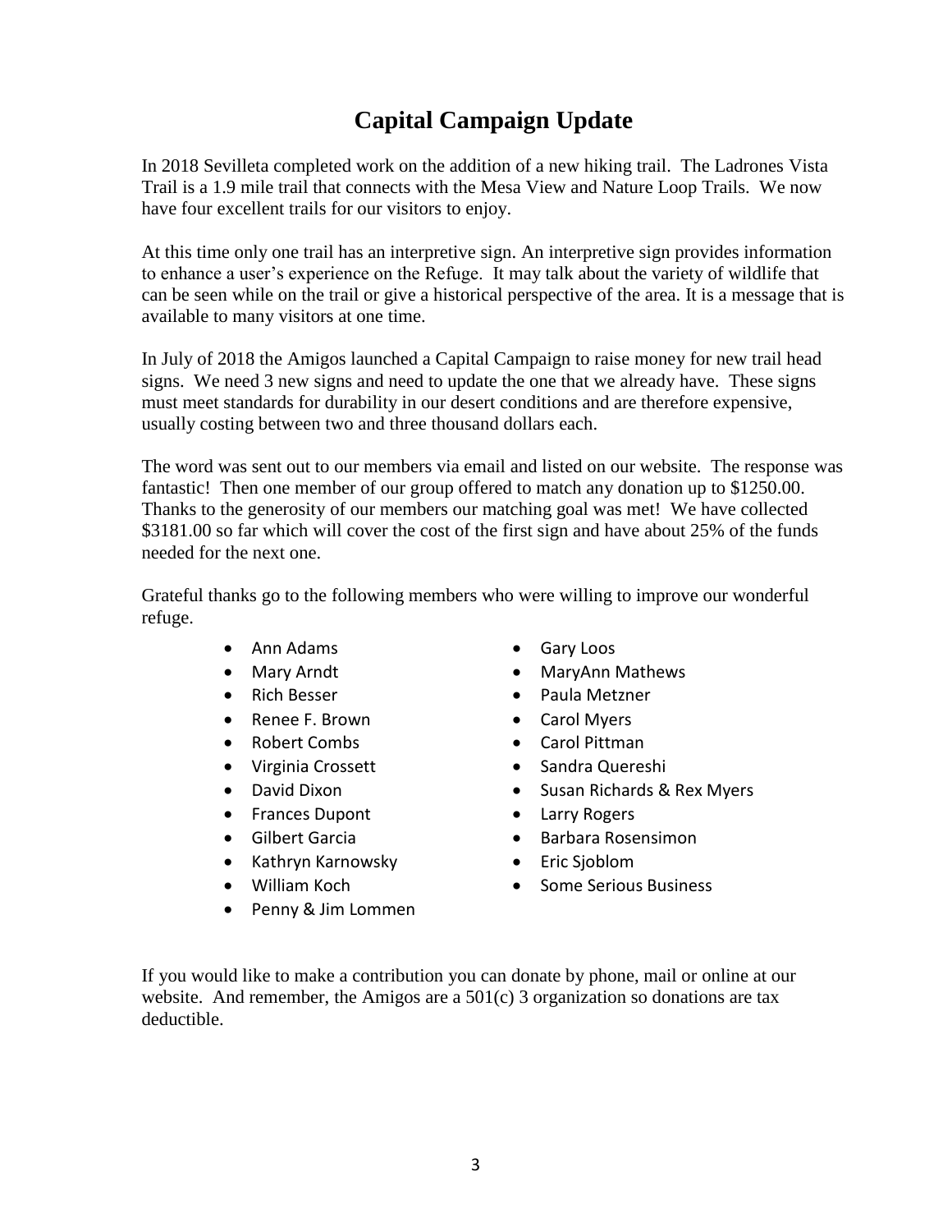# Capital Campaign Update

In 2018 Sevilleta completed work on the addition of a new hiking trail. The Ladrones Vista Trail is a 1.9 mile trail that connects with the Mesa View and Nature Loop Trails. We now have four excellent trails for our visitors to enjoy.

At this time only one trail has an interpretive sign. An interpretive sign provides information to enhance a user's experience on the Refuge. It may talk about the variety of wildlife that can be seen while on the trail or give a historical perspective of the area. It is a message that is available to many visitors at one time.

In July of 2018 the Amigos launched a Capital Campaign to raise money for new trail head signs. We need 3 new signs and need to update the one that we already have. These signs must meet standards for durability in our desert conditions and are therefore expensive, usually costing between two and three thousand dollars each.

The word was sent out to our members via email and listed on our website. The response was fantastic! Then one member of our group offered to match any donation up to $1250.00. Thanks to the generosity of our members our matching goal was met! We have collected $3181.00 so far which will cover the cost of the first sign and have about 25% of the funds needed for the next one.

Grateful thanks go to the following members who were willing to improve our wonderful refuge.

- Ann Adams
- Mary Arndt
- Rich Besser
- Renee F. Brown
- Robert Combs
- Virginia Crossett
- David Dixon
- Frances Dupont
- Gilbert Garcia
- Kathryn Karnowsky
- William Koch
- Penny & Jim Lommen
- Gary Loos
- MaryAnn Mathews
- Paula Metzner
- Carol Myers
- Carol Pittman
- Sandra Quereshi
- Susan Richards & Rex Myers
- Larry Rogers
- Barbara Rosensimon
- Eric Sjoblom
- Some Serious Business

If you would like to make a contribution you can donate by phone, mail or online at our website. And remember, the Amigos are a 501(c) 3 organization so donations are tax deductible.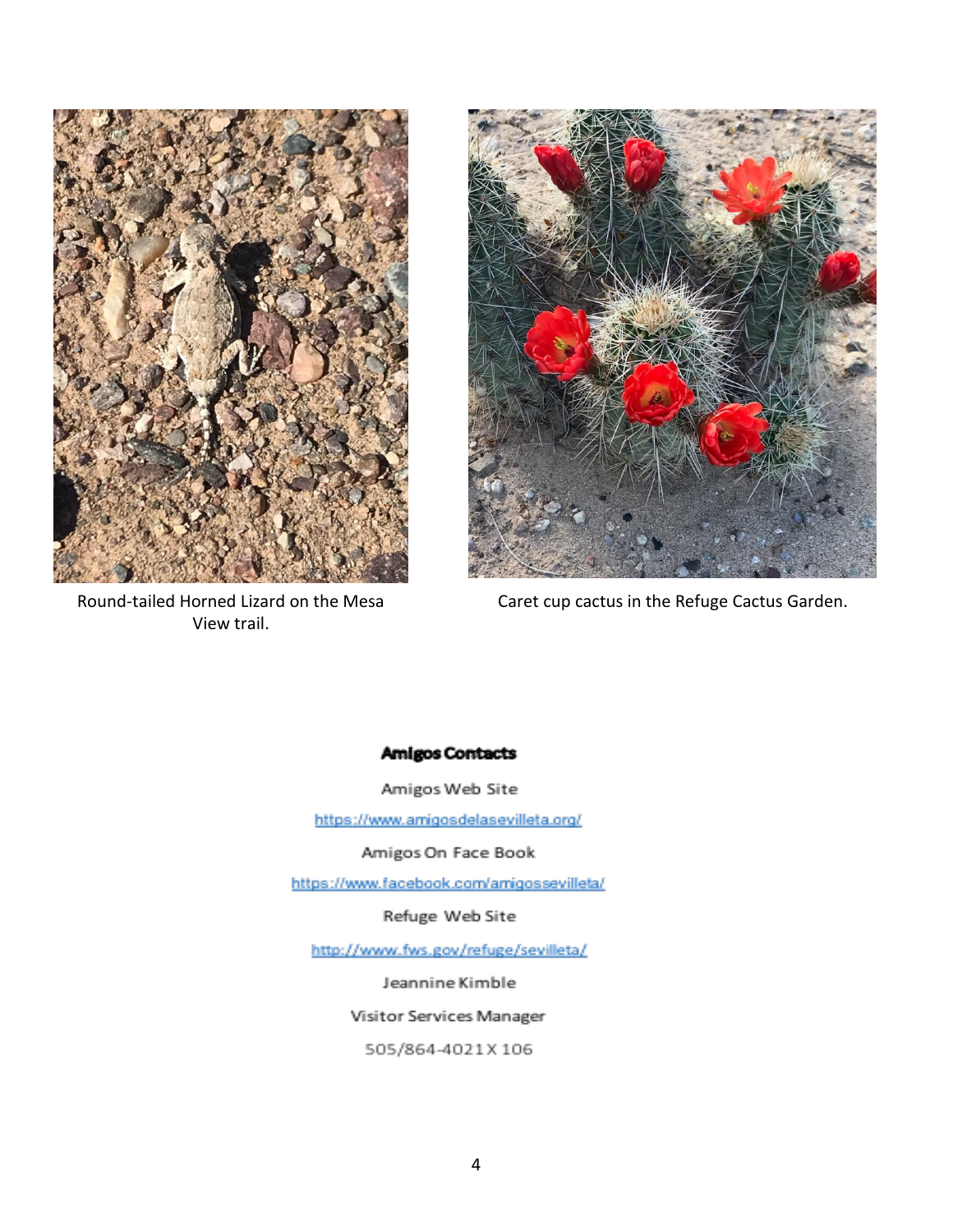Round-tailed Horned Lizard on the Mesa View trail.

Caret cup cactus in the Refuge Cactus Garden.

**Amigos Contacts**

Amigos Web Site

https://www.amigosdelasevilleta.org/

Amigos On Face Book

https://www.facebook.com/amigossevilleta/

Refuge Web Site

http://www.fws.gov/refuge/sevilleta/

Jeannine Kimble

Visitor Services Manager

505/864-4021 X 106